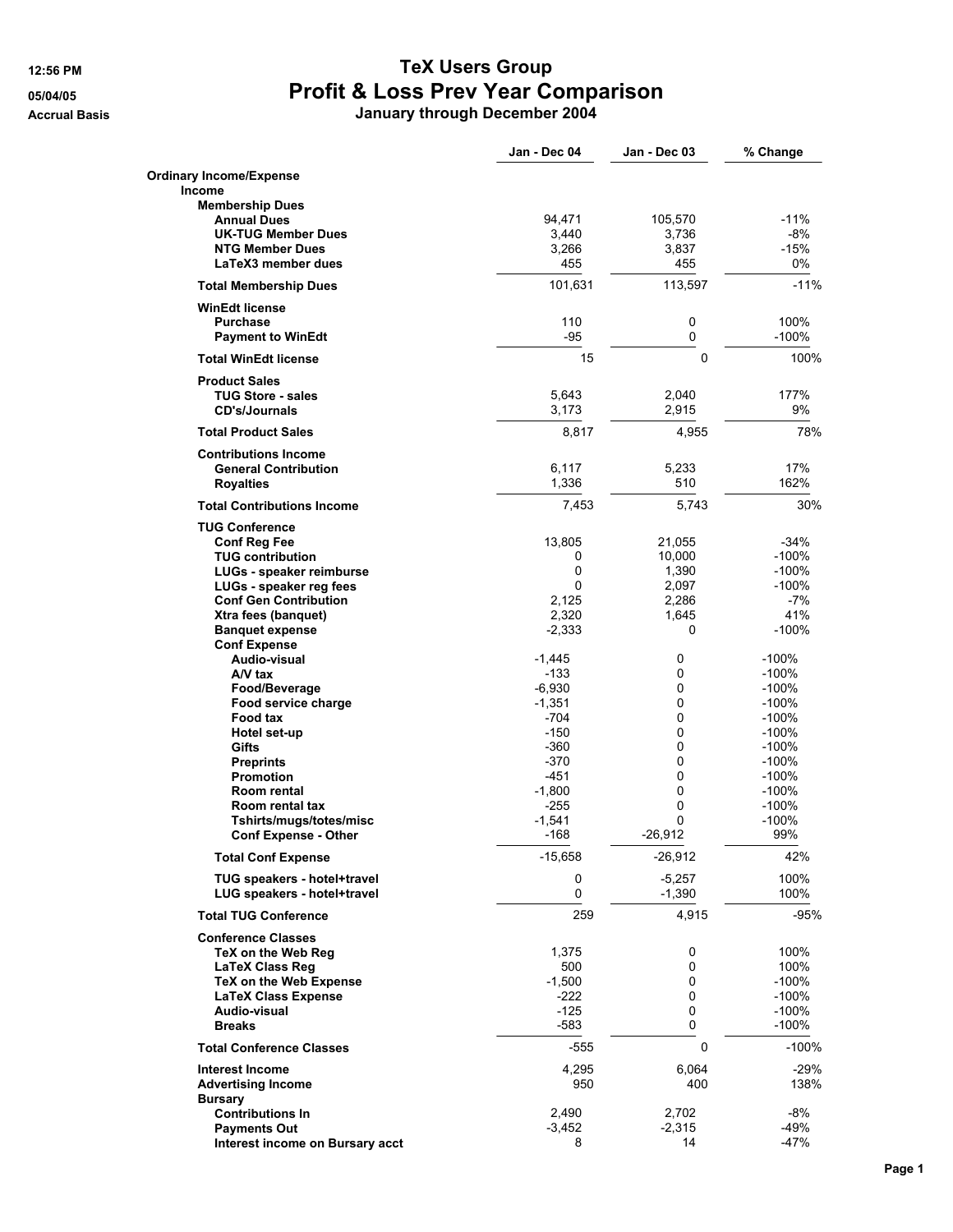# TeX Users Group

## Profit & Loss Prev Year Comparison

### January through December 2004

12:56 PM
05/04/05
Accrual Basis

| | Jan - Dec 04 | Jan - Dec 03 | % Change |
|---|---|---|---|
| **Ordinary Income/Expense** | | | |
| **Income** | | | |
| **Membership Dues** | | | |
| **Annual Dues** | 94,471 | 105,570 | -11% |
| **UK-TUG Member Dues** | 3,440 | 3,736 | -8% |
| **NTG Member Dues** | 3,266 | 3,837 | -15% |
| **LaTeX3 member dues** | 455 | 455 | 0% |
| **Total Membership Dues** | 101,631 | 113,597 | -11% |
| **WinEdt license** | | | |
| **Purchase** | 110 | 0 | 100% |
| **Payment to WinEdt** | -95 | 0 | -100% |
| **Total WinEdt license** | 15 | 0 | 100% |
| **Product Sales** | | | |
| **TUG Store - sales** | 5,643 | 2,040 | 177% |
| **CD's/Journals** | 3,173 | 2,915 | 9% |
| **Total Product Sales** | 8,817 | 4,955 | 78% |
| **Contributions Income** | | | |
| **General Contribution** | 6,117 | 5,233 | 17% |
| **Royalties** | 1,336 | 510 | 162% |
| **Total Contributions Income** | 7,453 | 5,743 | 30% |
| **TUG Conference** | | | |
| **Conf Reg Fee** | 13,805 | 21,055 | -34% |
| **TUG contribution** | 0 | 10,000 | -100% |
| **LUGs - speaker reimburse** | 0 | 1,390 | -100% |
| **LUGs - speaker reg fees** | 0 | 2,097 | -100% |
| **Conf Gen Contribution** | 2,125 | 2,286 | -7% |
| **Xtra fees (banquet)** | 2,320 | 1,645 | 41% |
| **Banquet expense** | -2,333 | 0 | -100% |
| **Conf Expense** | | | |
| **Audio-visual** | -1,445 | 0 | -100% |
| **A/V tax** | -133 | 0 | -100% |
| **Food/Beverage** | -6,930 | 0 | -100% |
| **Food service charge** | -1,351 | 0 | -100% |
| **Food tax** | -704 | 0 | -100% |
| **Hotel set-up** | -150 | 0 | -100% |
| **Gifts** | -360 | 0 | -100% |
| **Preprints** | -370 | 0 | -100% |
| **Promotion** | -451 | 0 | -100% |
| **Room rental** | -1,800 | 0 | -100% |
| **Room rental tax** | -255 | 0 | -100% |
| **Tshirts/mugs/totes/misc** | -1,541 | 0 | -100% |
| **Conf Expense - Other** | -168 | -26,912 | 99% |
| **Total Conf Expense** | -15,658 | -26,912 | 42% |
| **TUG speakers - hotel+travel** | 0 | -5,257 | 100% |
| **LUG speakers - hotel+travel** | 0 | -1,390 | 100% |
| **Total TUG Conference** | 259 | 4,915 | -95% |
| **Conference Classes** | | | |
| **TeX on the Web Reg** | 1,375 | 0 | 100% |
| **LaTeX Class Reg** | 500 | 0 | 100% |
| **TeX on the Web Expense** | -1,500 | 0 | -100% |
| **LaTeX Class Expense** | -222 | 0 | -100% |
| **Audio-visual** | -125 | 0 | -100% |
| **Breaks** | -583 | 0 | -100% |
| **Total Conference Classes** | -555 | 0 | -100% |
| **Interest Income** | 4,295 | 6,064 | -29% |
| **Advertising Income** | 950 | 400 | 138% |
| **Bursary** | | | |
| **Contributions In** | 2,490 | 2,702 | -8% |
| **Payments Out** | -3,452 | -2,315 | -49% |
| **Interest income on Bursary acct** | 8 | 14 | -47% |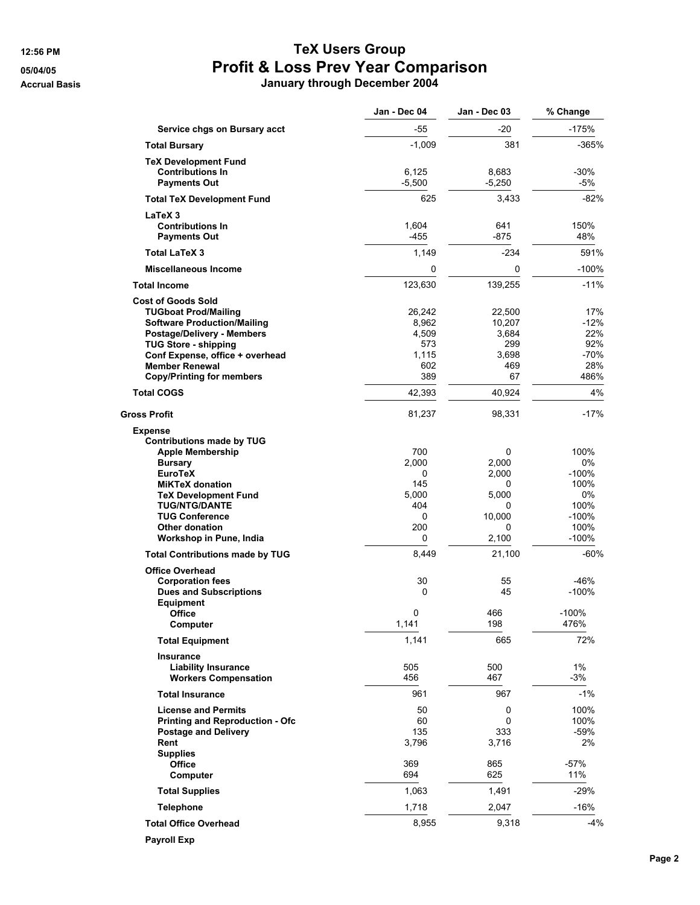# TeX Users Group
## Profit & Loss Prev Year Comparison
### January through December 2004

12:56 PM
05/04/05
Accrual Basis

| | Jan - Dec 04 | Jan - Dec 03 | % Change |
|---|---|---|---|
| **Service chgs on Bursary acct** | -55 | -20 | -175% |
| **Total Bursary** | -1,009 | 381 | -365% |
| **TeX Development Fund** | | | |
| **Contributions In** | 6,125 | 8,683 | -30% |
| **Payments Out** | -5,500 | -5,250 | -5% |
| **Total TeX Development Fund** | 625 | 3,433 | -82% |
| **LaTeX 3** | | | |
| **Contributions In** | 1,604 | 641 | 150% |
| **Payments Out** | -455 | -875 | 48% |
| **Total LaTeX 3** | 1,149 | -234 | 591% |
| **Miscellaneous Income** | 0 | 0 | -100% |
| **Total Income** | 123,630 | 139,255 | -11% |
| **Cost of Goods Sold** | | | |
| **TUGboat Prod/Mailing** | 26,242 | 22,500 | 17% |
| **Software Production/Mailing** | 8,962 | 10,207 | -12% |
| **Postage/Delivery - Members** | 4,509 | 3,684 | 22% |
| **TUG Store - shipping** | 573 | 299 | 92% |
| **Conf Expense, office + overhead** | 1,115 | 3,698 | -70% |
| **Member Renewal** | 602 | 469 | 28% |
| **Copy/Printing for members** | 389 | 67 | 486% |
| **Total COGS** | 42,393 | 40,924 | 4% |
| **Gross Profit** | 81,237 | 98,331 | -17% |
| **Expense** | | | |
| **Contributions made by TUG** | | | |
| **Apple Membership** | 700 | 0 | 100% |
| **Bursary** | 2,000 | 2,000 | 0% |
| **EuroTeX** | 0 | 2,000 | -100% |
| **MiKTeX donation** | 145 | 0 | 100% |
| **TeX Development Fund** | 5,000 | 5,000 | 0% |
| **TUG/NTG/DANTE** | 404 | 0 | 100% |
| **TUG Conference** | 0 | 10,000 | -100% |
| **Other donation** | 200 | 0 | 100% |
| **Workshop in Pune, India** | 0 | 2,100 | -100% |
| **Total Contributions made by TUG** | 8,449 | 21,100 | -60% |
| **Office Overhead** | | | |
| **Corporation fees** | 30 | 55 | -46% |
| **Dues and Subscriptions** | 0 | 45 | -100% |
| **Equipment** | | | |
| **Office** | 0 | 466 | -100% |
| **Computer** | 1,141 | 198 | 476% |
| **Total Equipment** | 1,141 | 665 | 72% |
| **Insurance** | | | |
| **Liability Insurance** | 505 | 500 | 1% |
| **Workers Compensation** | 456 | 467 | -3% |
| **Total Insurance** | 961 | 967 | -1% |
| **License and Permits** | 50 | 0 | 100% |
| **Printing and Reproduction - Ofc** | 60 | 0 | 100% |
| **Postage and Delivery** | 135 | 333 | -59% |
| **Rent** | 3,796 | 3,716 | 2% |
| **Supplies** | | | |
| **Office** | 369 | 865 | -57% |
| **Computer** | 694 | 625 | 11% |
| **Total Supplies** | 1,063 | 1,491 | -29% |
| **Telephone** | 1,718 | 2,047 | -16% |
| **Total Office Overhead** | 8,955 | 9,318 | -4% |
| **Payroll Exp** | | | |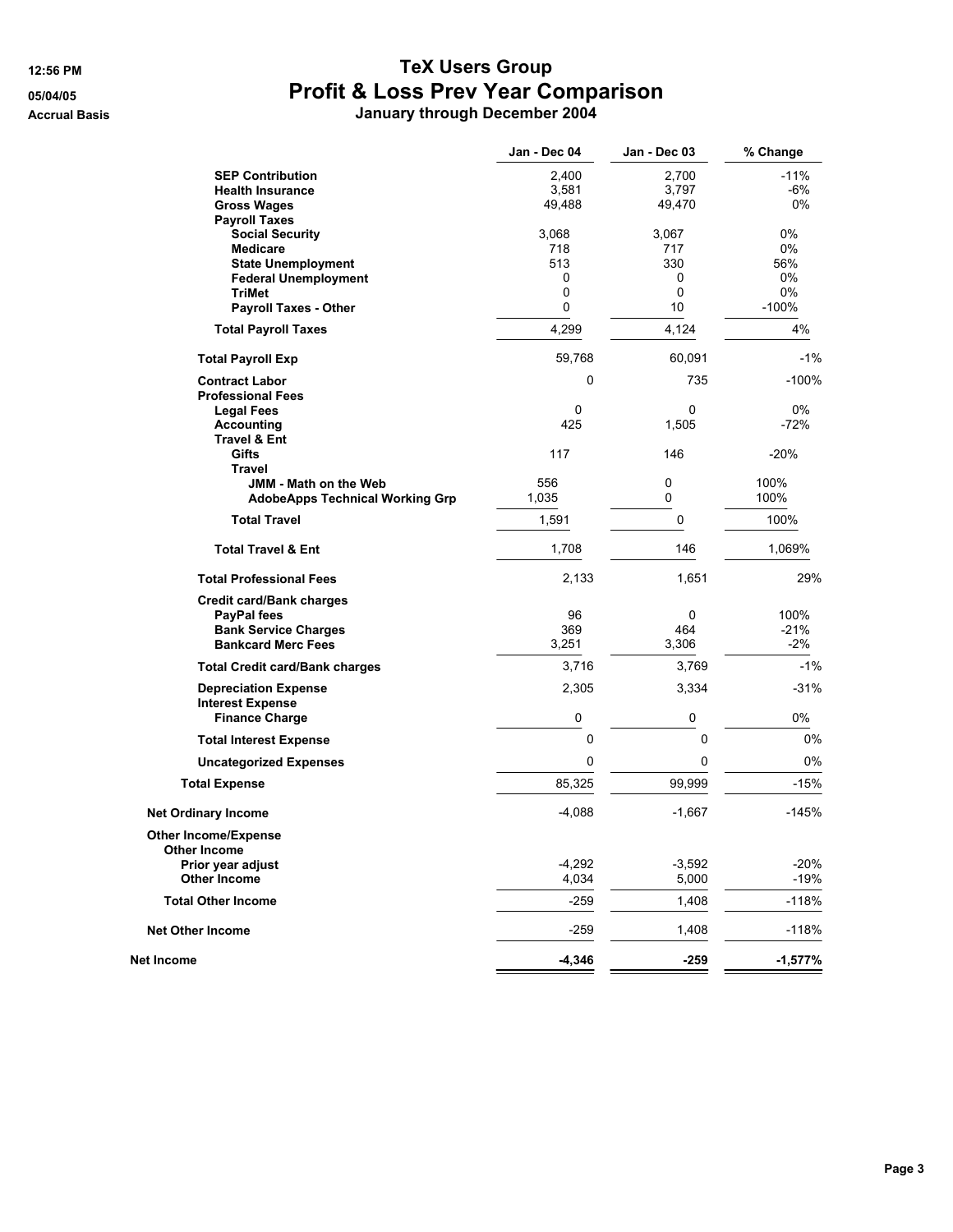# TeX Users Group

## Profit & Loss Prev Year Comparison

### January through December 2004

12:56 PM

05/04/05

Accrual Basis

| | Jan - Dec 04 | Jan - Dec 03 | % Change |
|---|---|---|---|
| **SEP Contribution** | 2,400 | 2,700 | -11% |
| **Health Insurance** | 3,581 | 3,797 | -6% |
| **Gross Wages** | 49,488 | 49,470 | 0% |
| **Payroll Taxes** | | | |
| **Social Security** | 3,068 | 3,067 | 0% |
| **Medicare** | 718 | 717 | 0% |
| **State Unemployment** | 513 | 330 | 56% |
| **Federal Unemployment** | 0 | 0 | 0% |
| **TriMet** | 0 | 0 | 0% |
| **Payroll Taxes - Other** | 0 | 10 | -100% |
| **Total Payroll Taxes** | 4,299 | 4,124 | 4% |
| **Total Payroll Exp** | 59,768 | 60,091 | -1% |
| **Contract Labor** | 0 | 735 | -100% |
| **Professional Fees** | | | |
| **Legal Fees** | 0 | 0 | 0% |
| **Accounting** | 425 | 1,505 | -72% |
| **Travel & Ent** | | | |
| **Gifts** | 117 | 146 | -20% |
| **Travel** | | | |
| **JMM - Math on the Web** | 556 | 0 | 100% |
| **AdobeApps Technical Working Grp** | 1,035 | 0 | 100% |
| **Total Travel** | 1,591 | 0 | 100% |
| **Total Travel & Ent** | 1,708 | 146 | 1,069% |
| **Total Professional Fees** | 2,133 | 1,651 | 29% |
| **Credit card/Bank charges** | | | |
| **PayPal fees** | 96 | 0 | 100% |
| **Bank Service Charges** | 369 | 464 | -21% |
| **Bankcard Merc Fees** | 3,251 | 3,306 | -2% |
| **Total Credit card/Bank charges** | 3,716 | 3,769 | -1% |
| **Depreciation Expense** | 2,305 | 3,334 | -31% |
| **Interest Expense** | | | |
| **Finance Charge** | 0 | 0 | 0% |
| **Total Interest Expense** | 0 | 0 | 0% |
| **Uncategorized Expenses** | 0 | 0 | 0% |
| **Total Expense** | 85,325 | 99,999 | -15% |
| **Net Ordinary Income** | -4,088 | -1,667 | -145% |
| **Other Income/Expense** | | | |
| **Other Income** | | | |
| **Prior year adjust** | -4,292 | -3,592 | -20% |
| **Other Income** | 4,034 | 5,000 | -19% |
| **Total Other Income** | -259 | 1,408 | -118% |
| **Net Other Income** | -259 | 1,408 | -118% |
| **Net Income** | **-4,346** | **-259** | **-1,577%** |